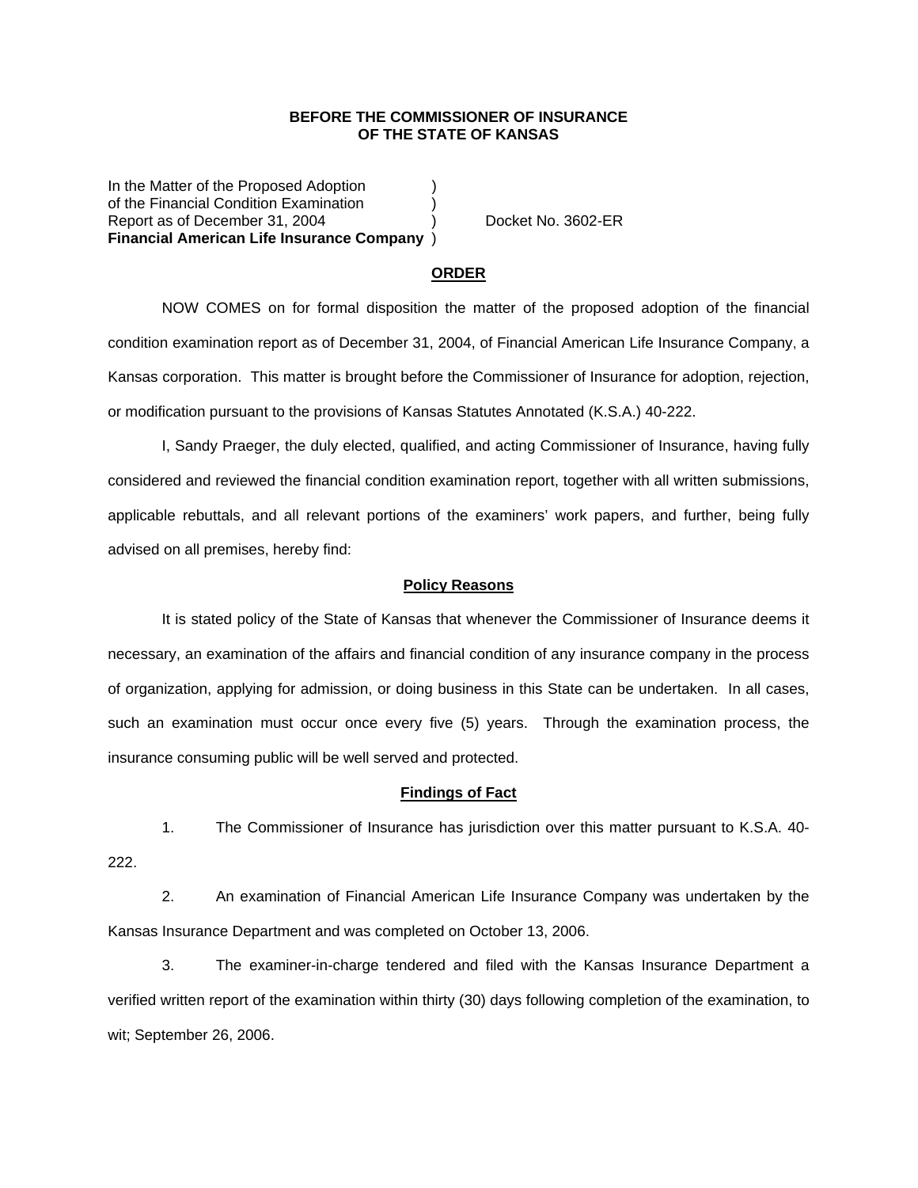**BEFORE THE COMMISSIONER OF INSURANCE**
**OF THE STATE OF KANSAS**

In the Matter of the Proposed Adoption )
of the Financial Condition Examination )
Report as of December 31, 2004 ) Docket No. 3602-ER
**Financial American Life Insurance Company** )

## ORDER

NOW COMES on for formal disposition the matter of the proposed adoption of the financial condition examination report as of December 31, 2004, of Financial American Life Insurance Company, a Kansas corporation. This matter is brought before the Commissioner of Insurance for adoption, rejection, or modification pursuant to the provisions of Kansas Statutes Annotated (K.S.A.) 40-222.

I, Sandy Praeger, the duly elected, qualified, and acting Commissioner of Insurance, having fully considered and reviewed the financial condition examination report, together with all written submissions, applicable rebuttals, and all relevant portions of the examiners' work papers, and further, being fully advised on all premises, hereby find:

### Policy Reasons

It is stated policy of the State of Kansas that whenever the Commissioner of Insurance deems it necessary, an examination of the affairs and financial condition of any insurance company in the process of organization, applying for admission, or doing business in this State can be undertaken. In all cases, such an examination must occur once every five (5) years. Through the examination process, the insurance consuming public will be well served and protected.

### Findings of Fact

1. The Commissioner of Insurance has jurisdiction over this matter pursuant to K.S.A. 40-222.

2. An examination of Financial American Life Insurance Company was undertaken by the Kansas Insurance Department and was completed on October 13, 2006.

3. The examiner-in-charge tendered and filed with the Kansas Insurance Department a verified written report of the examination within thirty (30) days following completion of the examination, to wit; September 26, 2006.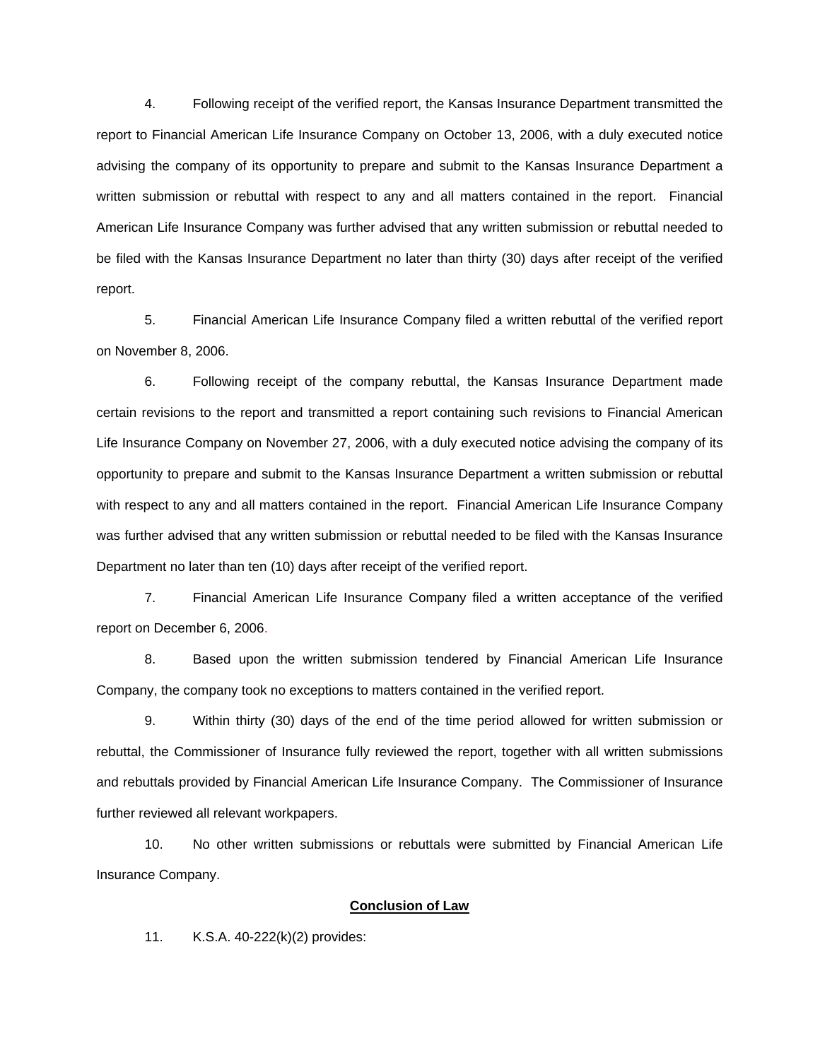4. Following receipt of the verified report, the Kansas Insurance Department transmitted the report to Financial American Life Insurance Company on October 13, 2006, with a duly executed notice advising the company of its opportunity to prepare and submit to the Kansas Insurance Department a written submission or rebuttal with respect to any and all matters contained in the report. Financial American Life Insurance Company was further advised that any written submission or rebuttal needed to be filed with the Kansas Insurance Department no later than thirty (30) days after receipt of the verified report.

5. Financial American Life Insurance Company filed a written rebuttal of the verified report on November 8, 2006.

6. Following receipt of the company rebuttal, the Kansas Insurance Department made certain revisions to the report and transmitted a report containing such revisions to Financial American Life Insurance Company on November 27, 2006, with a duly executed notice advising the company of its opportunity to prepare and submit to the Kansas Insurance Department a written submission or rebuttal with respect to any and all matters contained in the report. Financial American Life Insurance Company was further advised that any written submission or rebuttal needed to be filed with the Kansas Insurance Department no later than ten (10) days after receipt of the verified report.

7. Financial American Life Insurance Company filed a written acceptance of the verified report on December 6, 2006.

8. Based upon the written submission tendered by Financial American Life Insurance Company, the company took no exceptions to matters contained in the verified report.

9. Within thirty (30) days of the end of the time period allowed for written submission or rebuttal, the Commissioner of Insurance fully reviewed the report, together with all written submissions and rebuttals provided by Financial American Life Insurance Company. The Commissioner of Insurance further reviewed all relevant workpapers.

10. No other written submissions or rebuttals were submitted by Financial American Life Insurance Company.

## **Conclusion of Law**

11. K.S.A. 40-222(k)(2) provides: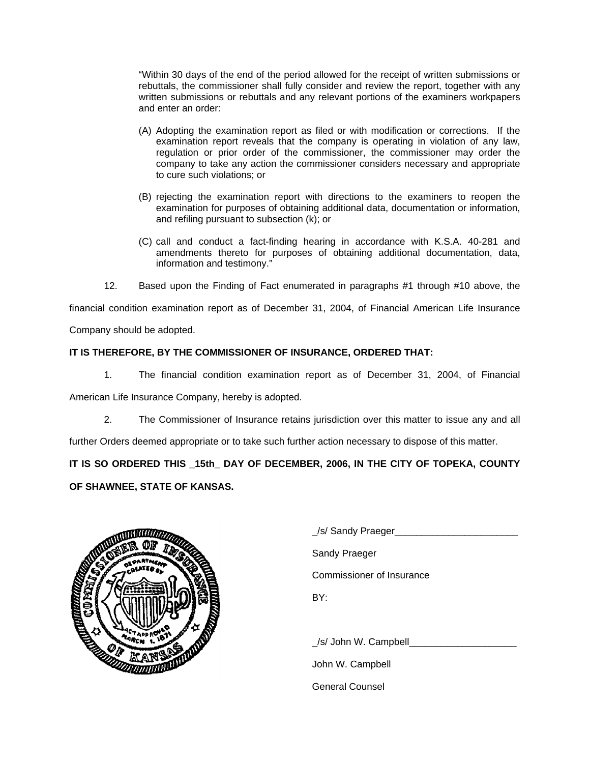"Within 30 days of the end of the period allowed for the receipt of written submissions or rebuttals, the commissioner shall fully consider and review the report, together with any written submissions or rebuttals and any relevant portions of the examiners workpapers and enter an order:

(A) Adopting the examination report as filed or with modification or corrections. If the examination report reveals that the company is operating in violation of any law, regulation or prior order of the commissioner, the commissioner may order the company to take any action the commissioner considers necessary and appropriate to cure such violations; or

(B) rejecting the examination report with directions to the examiners to reopen the examination for purposes of obtaining additional data, documentation or information, and refiling pursuant to subsection (k); or

(C) call and conduct a fact-finding hearing in accordance with K.S.A. 40-281 and amendments thereto for purposes of obtaining additional documentation, data, information and testimony."

12. Based upon the Finding of Fact enumerated in paragraphs #1 through #10 above, the financial condition examination report as of December 31, 2004, of Financial American Life Insurance Company should be adopted.

**IT IS THEREFORE, BY THE COMMISSIONER OF INSURANCE, ORDERED THAT:**

1. The financial condition examination report as of December 31, 2004, of Financial American Life Insurance Company, hereby is adopted.

2. The Commissioner of Insurance retains jurisdiction over this matter to issue any and all further Orders deemed appropriate or to take such further action necessary to dispose of this matter.

**IT IS SO ORDERED THIS _15th_ DAY OF DECEMBER, 2006, IN THE CITY OF TOPEKA, COUNTY OF SHAWNEE, STATE OF KANSAS.**

_/s/ Sandy Praeger________________________

Sandy Praeger

Commissioner of Insurance

BY:

_/s/ John W. Campbell____________________

John W. Campbell

General Counsel